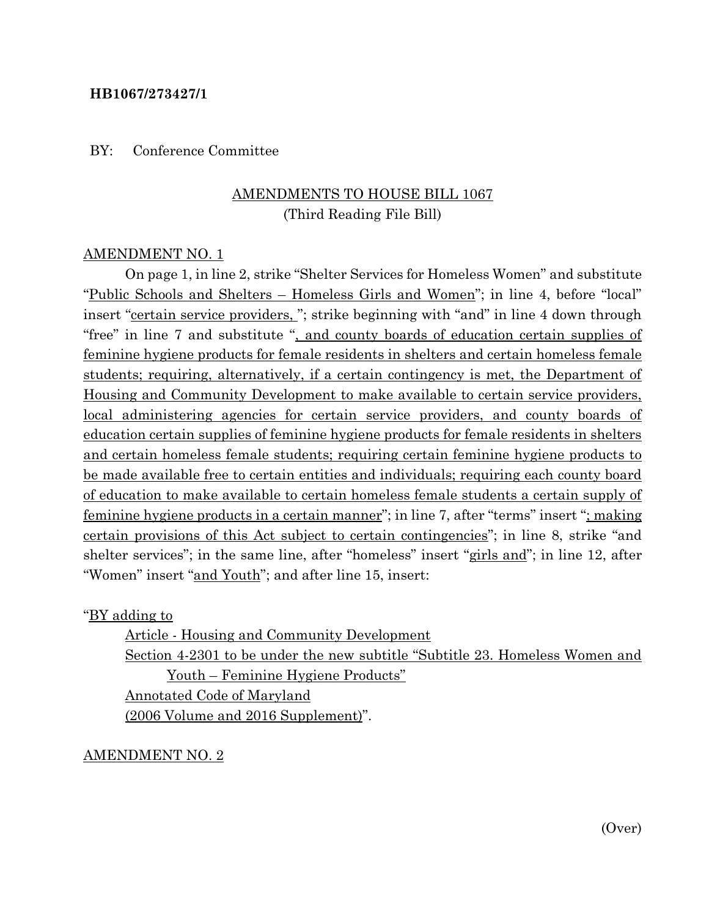**HB1067/273427/1**

BY: Conference Committee

AMENDMENTS TO HOUSE BILL 1067
(Third Reading File Bill)

AMENDMENT NO. 1

On page 1, in line 2, strike "Shelter Services for Homeless Women" and substitute "Public Schools and Shelters – Homeless Girls and Women"; in line 4, before "local" insert "certain service providers, "; strike beginning with "and" in line 4 down through "free" in line 7 and substitute ", and county boards of education certain supplies of feminine hygiene products for female residents in shelters and certain homeless female students; requiring, alternatively, if a certain contingency is met, the Department of Housing and Community Development to make available to certain service providers, local administering agencies for certain service providers, and county boards of education certain supplies of feminine hygiene products for female residents in shelters and certain homeless female students; requiring certain feminine hygiene products to be made available free to certain entities and individuals; requiring each county board of education to make available to certain homeless female students a certain supply of feminine hygiene products in a certain manner"; in line 7, after "terms" insert "; making certain provisions of this Act subject to certain contingencies"; in line 8, strike "and shelter services"; in the same line, after "homeless" insert "girls and"; in line 12, after "Women" insert "and Youth"; and after line 15, insert:

"BY adding to
Article - Housing and Community Development
Section 4-2301 to be under the new subtitle "Subtitle 23. Homeless Women and Youth – Feminine Hygiene Products"
Annotated Code of Maryland
(2006 Volume and 2016 Supplement)".

AMENDMENT NO. 2

(Over)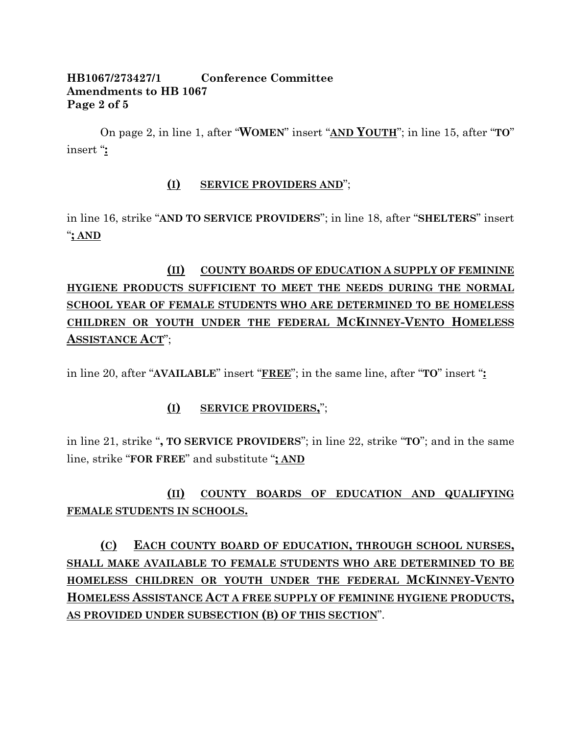On page 2, in line 1, after "**WOMEN**" insert "**AND YOUTH**"; in line 15, after "**TO**" insert "**:**

**(I) SERVICE PROVIDERS AND**";

in line 16, strike "**AND TO SERVICE PROVIDERS**"; in line 18, after "**SHELTERS**" insert "**; AND**

**(II) COUNTY BOARDS OF EDUCATION A SUPPLY OF FEMININE HYGIENE PRODUCTS SUFFICIENT TO MEET THE NEEDS DURING THE NORMAL SCHOOL YEAR OF FEMALE STUDENTS WHO ARE DETERMINED TO BE HOMELESS CHILDREN OR YOUTH UNDER THE FEDERAL MCKINNEY-VENTO HOMELESS ASSISTANCE ACT**";

in line 20, after "**AVAILABLE**" insert "**FREE**"; in the same line, after "**TO**" insert "**:**

**(I) SERVICE PROVIDERS,**";

in line 21, strike "**, TO SERVICE PROVIDERS**"; in line 22, strike "**TO**"; and in the same line, strike "**FOR FREE**" and substitute "**; AND**

**(II) COUNTY BOARDS OF EDUCATION AND QUALIFYING FEMALE STUDENTS IN SCHOOLS.**

**(C) EACH COUNTY BOARD OF EDUCATION, THROUGH SCHOOL NURSES, SHALL MAKE AVAILABLE TO FEMALE STUDENTS WHO ARE DETERMINED TO BE HOMELESS CHILDREN OR YOUTH UNDER THE FEDERAL MCKINNEY-VENTO HOMELESS ASSISTANCE ACT A FREE SUPPLY OF FEMININE HYGIENE PRODUCTS, AS PROVIDED UNDER SUBSECTION (B) OF THIS SECTION**".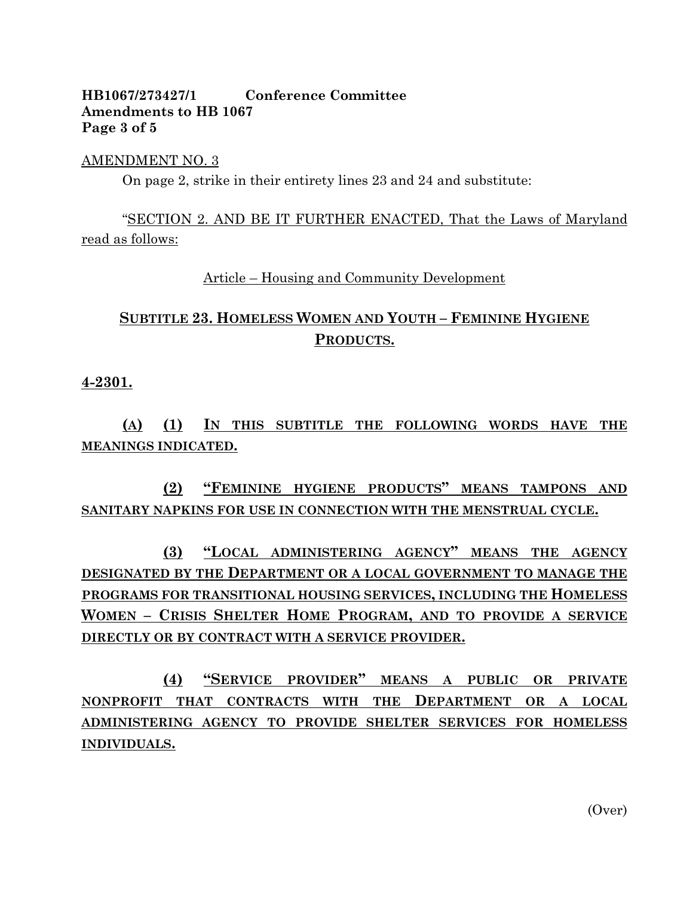AMENDMENT NO. 3

On page 2, strike in their entirety lines 23 and 24 and substitute:

"SECTION 2. AND BE IT FURTHER ENACTED, That the Laws of Maryland read as follows:

Article – Housing and Community Development

**SUBTITLE 23. HOMELESS WOMEN AND YOUTH – FEMININE HYGIENE PRODUCTS.**

**4-2301.**

**(A) (1) IN THIS SUBTITLE THE FOLLOWING WORDS HAVE THE MEANINGS INDICATED.**

**(2) "FEMININE HYGIENE PRODUCTS" MEANS TAMPONS AND SANITARY NAPKINS FOR USE IN CONNECTION WITH THE MENSTRUAL CYCLE.**

**(3) "LOCAL ADMINISTERING AGENCY" MEANS THE AGENCY DESIGNATED BY THE DEPARTMENT OR A LOCAL GOVERNMENT TO MANAGE THE PROGRAMS FOR TRANSITIONAL HOUSING SERVICES, INCLUDING THE HOMELESS WOMEN – CRISIS SHELTER HOME PROGRAM, AND TO PROVIDE A SERVICE DIRECTLY OR BY CONTRACT WITH A SERVICE PROVIDER.**

**(4) "SERVICE PROVIDER" MEANS A PUBLIC OR PRIVATE NONPROFIT THAT CONTRACTS WITH THE DEPARTMENT OR A LOCAL ADMINISTERING AGENCY TO PROVIDE SHELTER SERVICES FOR HOMELESS INDIVIDUALS.**

(Over)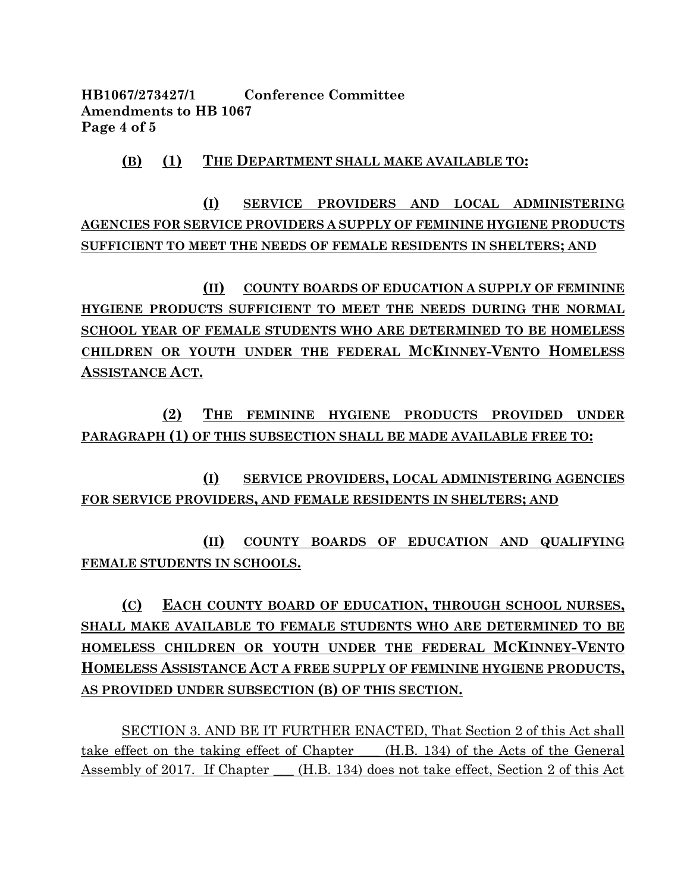(B) (1) THE DEPARTMENT SHALL MAKE AVAILABLE TO:

(I) SERVICE PROVIDERS AND LOCAL ADMINISTERING AGENCIES FOR SERVICE PROVIDERS A SUPPLY OF FEMININE HYGIENE PRODUCTS SUFFICIENT TO MEET THE NEEDS OF FEMALE RESIDENTS IN SHELTERS; AND

(II) COUNTY BOARDS OF EDUCATION A SUPPLY OF FEMININE HYGIENE PRODUCTS SUFFICIENT TO MEET THE NEEDS DURING THE NORMAL SCHOOL YEAR OF FEMALE STUDENTS WHO ARE DETERMINED TO BE HOMELESS CHILDREN OR YOUTH UNDER THE FEDERAL MCKINNEY-VENTO HOMELESS ASSISTANCE ACT.

(2) THE FEMININE HYGIENE PRODUCTS PROVIDED UNDER PARAGRAPH (1) OF THIS SUBSECTION SHALL BE MADE AVAILABLE FREE TO:

(I) SERVICE PROVIDERS, LOCAL ADMINISTERING AGENCIES FOR SERVICE PROVIDERS, AND FEMALE RESIDENTS IN SHELTERS; AND

(II) COUNTY BOARDS OF EDUCATION AND QUALIFYING FEMALE STUDENTS IN SCHOOLS.

(C) EACH COUNTY BOARD OF EDUCATION, THROUGH SCHOOL NURSES, SHALL MAKE AVAILABLE TO FEMALE STUDENTS WHO ARE DETERMINED TO BE HOMELESS CHILDREN OR YOUTH UNDER THE FEDERAL MCKINNEY-VENTO HOMELESS ASSISTANCE ACT A FREE SUPPLY OF FEMININE HYGIENE PRODUCTS, AS PROVIDED UNDER SUBSECTION (B) OF THIS SECTION.

SECTION 3. AND BE IT FURTHER ENACTED, That Section 2 of this Act shall take effect on the taking effect of Chapter \_\_\_ (H.B. 134) of the Acts of the General Assembly of 2017. If Chapter \_\_\_ (H.B. 134) does not take effect, Section 2 of this Act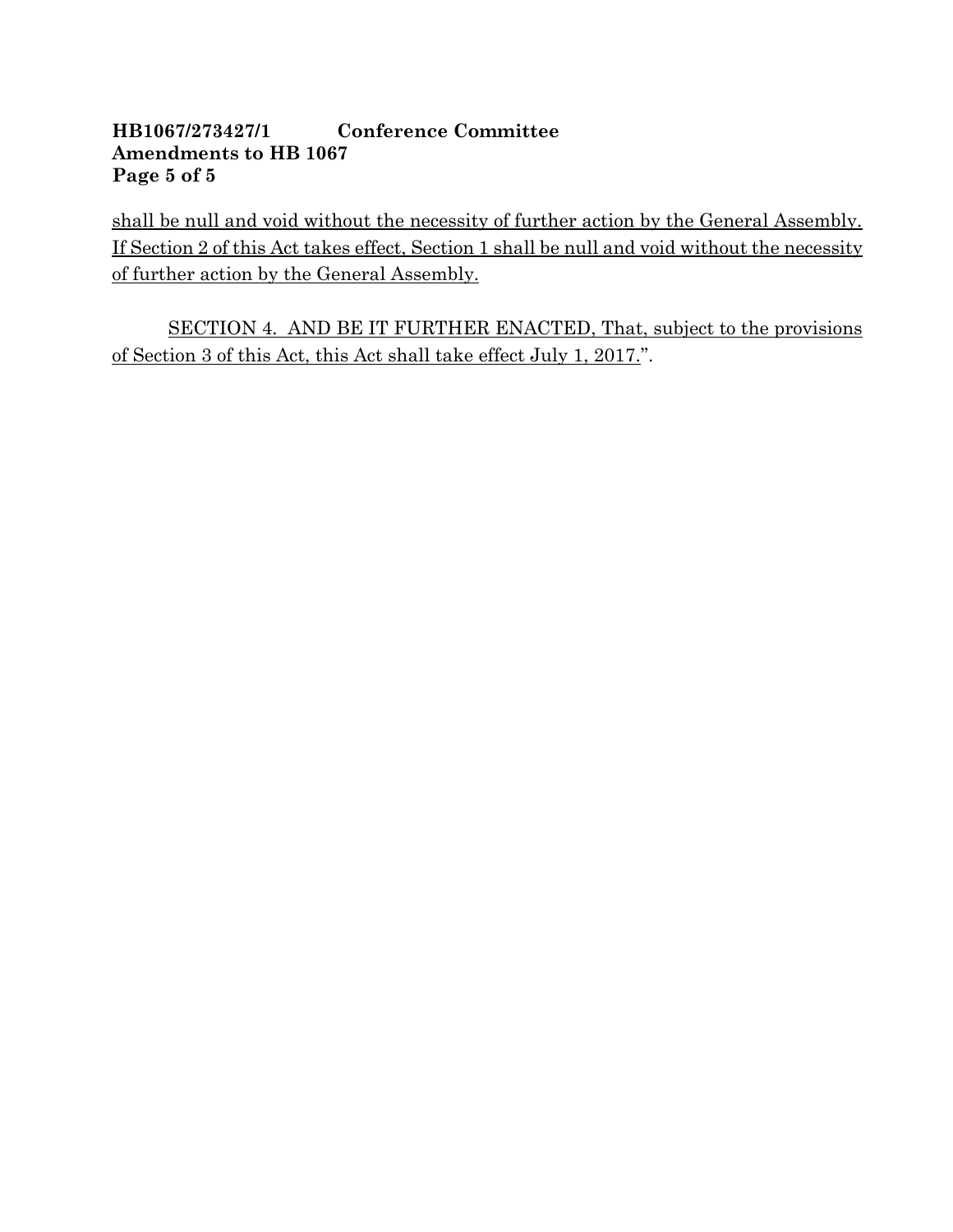shall be null and void without the necessity of further action by the General Assembly. If Section 2 of this Act takes effect, Section 1 shall be null and void without the necessity of further action by the General Assembly.

SECTION 4. AND BE IT FURTHER ENACTED, That, subject to the provisions of Section 3 of this Act, this Act shall take effect July 1, 2017.".